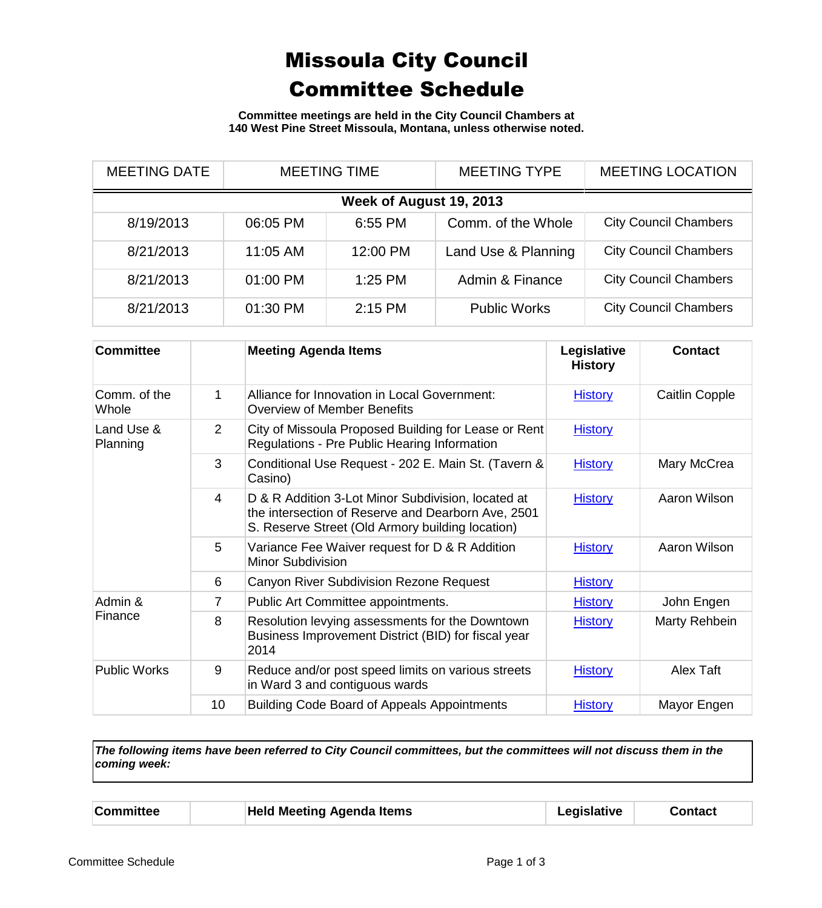# Missoula City Council
# Committee Schedule

**Committee meetings are held in the City Council Chambers at 140 West Pine Street Missoula, Montana, unless otherwise noted.**

| MEETING DATE | MEETING TIME | | MEETING TYPE | MEETING LOCATION |
|---|---|---|---|---|
| **Week of August 19, 2013** | | | | |
| 8/19/2013 | 06:05 PM | 6:55 PM | Comm. of the Whole | City Council Chambers |
| 8/21/2013 | 11:05 AM | 12:00 PM | Land Use & Planning | City Council Chambers |
| 8/21/2013 | 01:00 PM | 1:25 PM | Admin & Finance | City Council Chambers |
| 8/21/2013 | 01:30 PM | 2:15 PM | Public Works | City Council Chambers |

| Committee | | Meeting Agenda Items | Legislative History | Contact |
|---|---|---|---|---|
| Comm. of the Whole | 1 | Alliance for Innovation in Local Government: Overview of Member Benefits | History | Caitlin Copple |
| Land Use & Planning | 2 | City of Missoula Proposed Building for Lease or Rent Regulations - Pre Public Hearing Information | History | |
| | 3 | Conditional Use Request - 202 E. Main St. (Tavern & Casino) | History | Mary McCrea |
| | 4 | D & R Addition 3-Lot Minor Subdivision, located at the intersection of Reserve and Dearborn Ave, 2501 S. Reserve Street (Old Armory building location) | History | Aaron Wilson |
| | 5 | Variance Fee Waiver request for D & R Addition Minor Subdivision | History | Aaron Wilson |
| | 6 | Canyon River Subdivision Rezone Request | History | |
| Admin & Finance | 7 | Public Art Committee appointments. | History | John Engen |
| | 8 | Resolution levying assessments for the Downtown Business Improvement District (BID) for fiscal year 2014 | History | Marty Rehbein |
| Public Works | 9 | Reduce and/or post speed limits on various streets in Ward 3 and contiguous wards | History | Alex Taft |
| | 10 | Building Code Board of Appeals Appointments | History | Mayor Engen |

***The following items have been referred to City Council committees, but the committees will not discuss them in the coming week:***

| Committee | | Held Meeting Agenda Items | Legislative | Contact |
|---|---|---|---|---|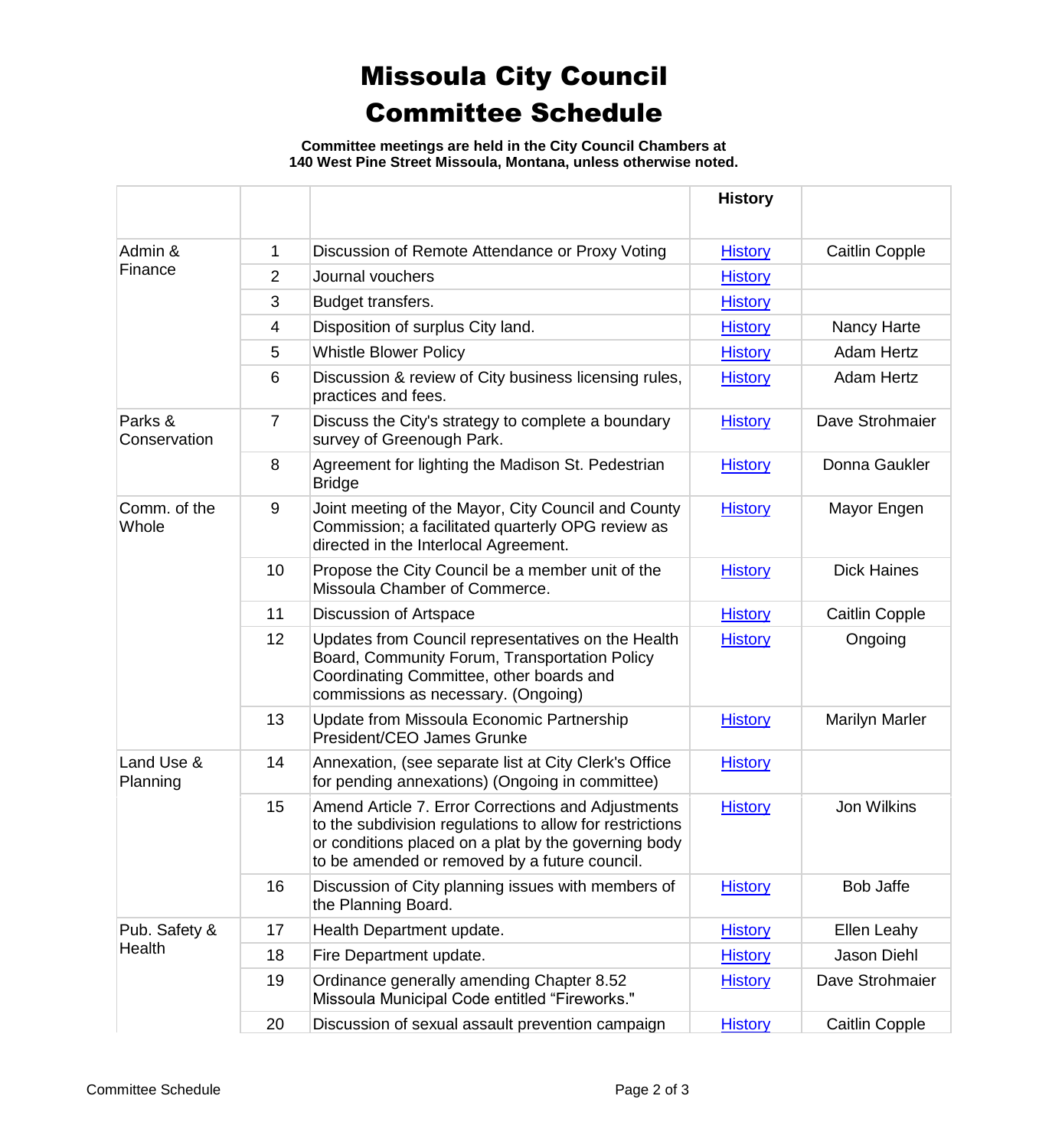# Missoula City Council Committee Schedule

**Committee meetings are held in the City Council Chambers at 140 West Pine Street Missoula, Montana, unless otherwise noted.**

| | | | History | |
|---|---|---|---|---|
| Admin & Finance | 1 | Discussion of Remote Attendance or Proxy Voting | History | Caitlin Copple |
| | 2 | Journal vouchers | History | |
| | 3 | Budget transfers. | History | |
| | 4 | Disposition of surplus City land. | History | Nancy Harte |
| | 5 | Whistle Blower Policy | History | Adam Hertz |
| | 6 | Discussion & review of City business licensing rules, practices and fees. | History | Adam Hertz |
| Parks & Conservation | 7 | Discuss the City's strategy to complete a boundary survey of Greenough Park. | History | Dave Strohmaier |
| | 8 | Agreement for lighting the Madison St. Pedestrian Bridge | History | Donna Gaukler |
| Comm. of the Whole | 9 | Joint meeting of the Mayor, City Council and County Commission; a facilitated quarterly OPG review as directed in the Interlocal Agreement. | History | Mayor Engen |
| | 10 | Propose the City Council be a member unit of the Missoula Chamber of Commerce. | History | Dick Haines |
| | 11 | Discussion of Artspace | History | Caitlin Copple |
| | 12 | Updates from Council representatives on the Health Board, Community Forum, Transportation Policy Coordinating Committee, other boards and commissions as necessary. (Ongoing) | History | Ongoing |
| | 13 | Update from Missoula Economic Partnership President/CEO James Grunke | History | Marilyn Marler |
| Land Use & Planning | 14 | Annexation, (see separate list at City Clerk's Office for pending annexations) (Ongoing in committee) | History | |
| | 15 | Amend Article 7. Error Corrections and Adjustments to the subdivision regulations to allow for restrictions or conditions placed on a plat by the governing body to be amended or removed by a future council. | History | Jon Wilkins |
| | 16 | Discussion of City planning issues with members of the Planning Board. | History | Bob Jaffe |
| Pub. Safety & Health | 17 | Health Department update. | History | Ellen Leahy |
| | 18 | Fire Department update. | History | Jason Diehl |
| | 19 | Ordinance generally amending Chapter 8.52 Missoula Municipal Code entitled "Fireworks." | History | Dave Strohmaier |
| | 20 | Discussion of sexual assault prevention campaign | History | Caitlin Copple |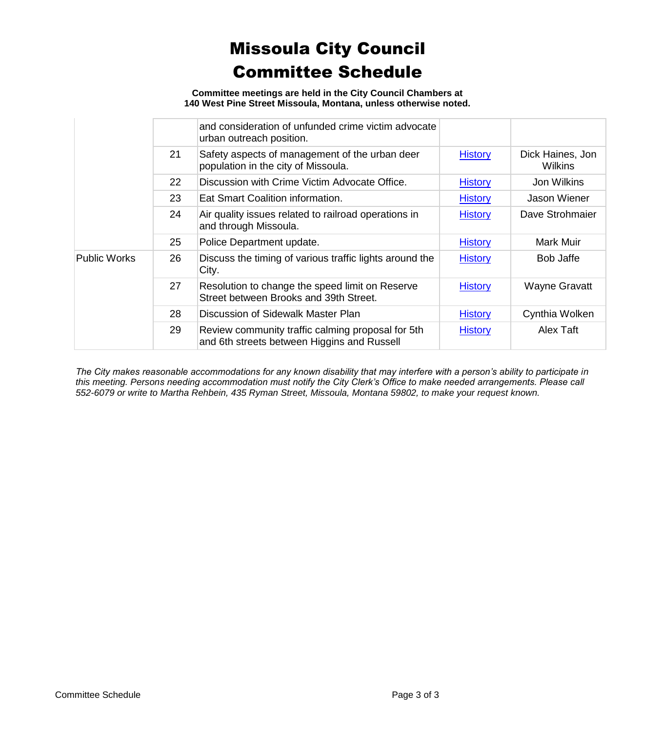# Missoula City Council
# Committee Schedule

**Committee meetings are held in the City Council Chambers at 140 West Pine Street Missoula, Montana, unless otherwise noted.**

| | | | | |
|---|---|---|---|---|
| | | and consideration of unfunded crime victim advocate urban outreach position. | | |
| | 21 | Safety aspects of management of the urban deer population in the city of Missoula. | History | Dick Haines, Jon Wilkins |
| | 22 | Discussion with Crime Victim Advocate Office. | History | Jon Wilkins |
| | 23 | Eat Smart Coalition information. | History | Jason Wiener |
| | 24 | Air quality issues related to railroad operations in and through Missoula. | History | Dave Strohmaier |
| | 25 | Police Department update. | History | Mark Muir |
| Public Works | 26 | Discuss the timing of various traffic lights around the City. | History | Bob Jaffe |
| | 27 | Resolution to change the speed limit on Reserve Street between Brooks and 39th Street. | History | Wayne Gravatt |
| | 28 | Discussion of Sidewalk Master Plan | History | Cynthia Wolken |
| | 29 | Review community traffic calming proposal for 5th and 6th streets between Higgins and Russell | History | Alex Taft |

*The City makes reasonable accommodations for any known disability that may interfere with a person's ability to participate in this meeting. Persons needing accommodation must notify the City Clerk's Office to make needed arrangements. Please call 552-6079 or write to Martha Rehbein, 435 Ryman Street, Missoula, Montana 59802, to make your request known.*